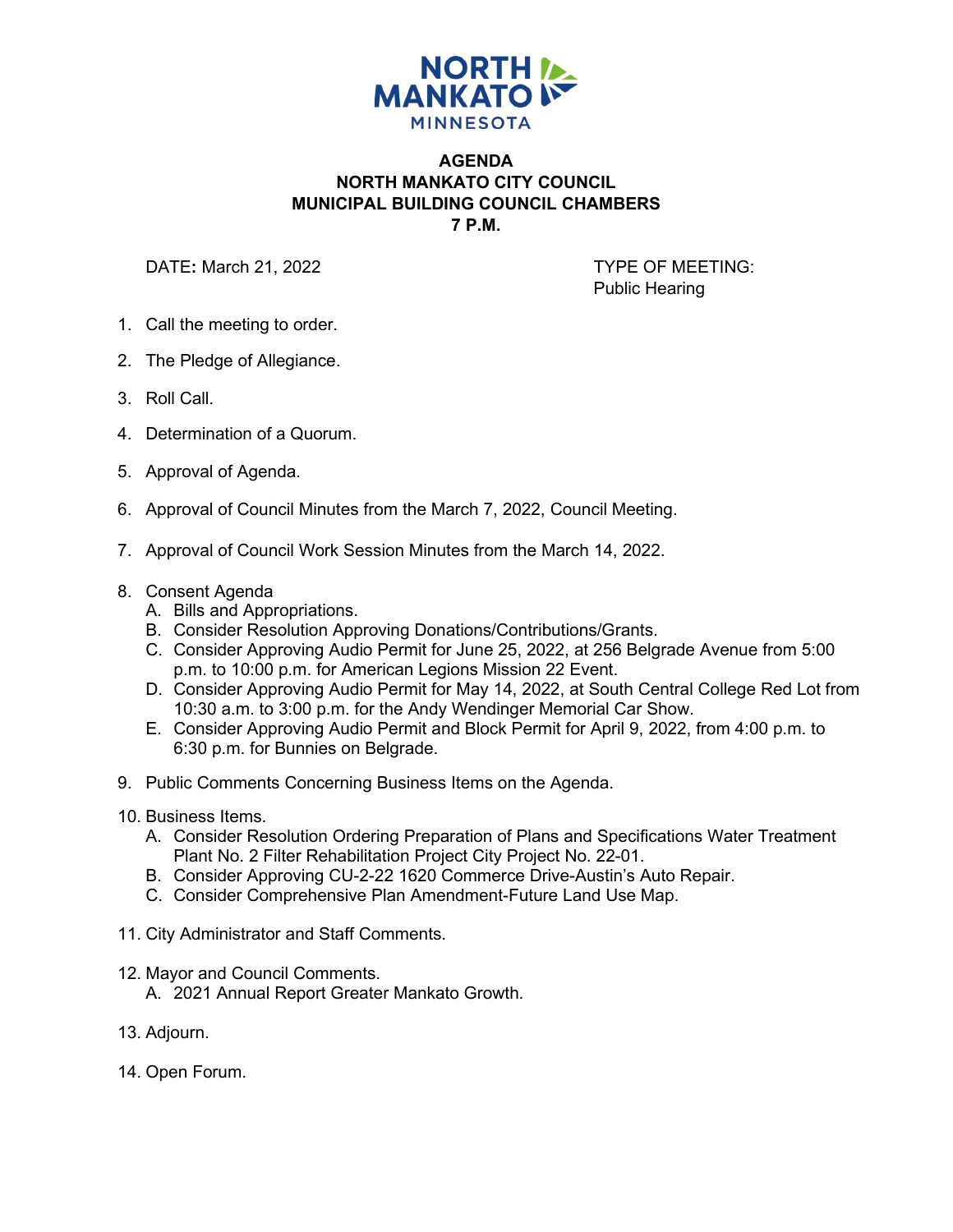NORTH MANKATO
MINNESOTA

# AGENDA
## NORTH MANKATO CITY COUNCIL
## MUNICIPAL BUILDING COUNCIL CHAMBERS
## 7 P.M.

DATE: March 21, 2022

TYPE OF MEETING:
Public Hearing

1. Call the meeting to order.
2. The Pledge of Allegiance.
3. Roll Call.
4. Determination of a Quorum.
5. Approval of Agenda.
6. Approval of Council Minutes from the March 7, 2022, Council Meeting.
7. Approval of Council Work Session Minutes from the March 14, 2022.
8. Consent Agenda
   A. Bills and Appropriations.
   B. Consider Resolution Approving Donations/Contributions/Grants.
   C. Consider Approving Audio Permit for June 25, 2022, at 256 Belgrade Avenue from 5:00 p.m. to 10:00 p.m. for American Legions Mission 22 Event.
   D. Consider Approving Audio Permit for May 14, 2022, at South Central College Red Lot from 10:30 a.m. to 3:00 p.m. for the Andy Wendinger Memorial Car Show.
   E. Consider Approving Audio Permit and Block Permit for April 9, 2022, from 4:00 p.m. to 6:30 p.m. for Bunnies on Belgrade.
9. Public Comments Concerning Business Items on the Agenda.
10. Business Items.
    A. Consider Resolution Ordering Preparation of Plans and Specifications Water Treatment Plant No. 2 Filter Rehabilitation Project City Project No. 22-01.
    B. Consider Approving CU-2-22 1620 Commerce Drive-Austin's Auto Repair.
    C. Consider Comprehensive Plan Amendment-Future Land Use Map.
11. City Administrator and Staff Comments.
12. Mayor and Council Comments.
    A. 2021 Annual Report Greater Mankato Growth.
13. Adjourn.
14. Open Forum.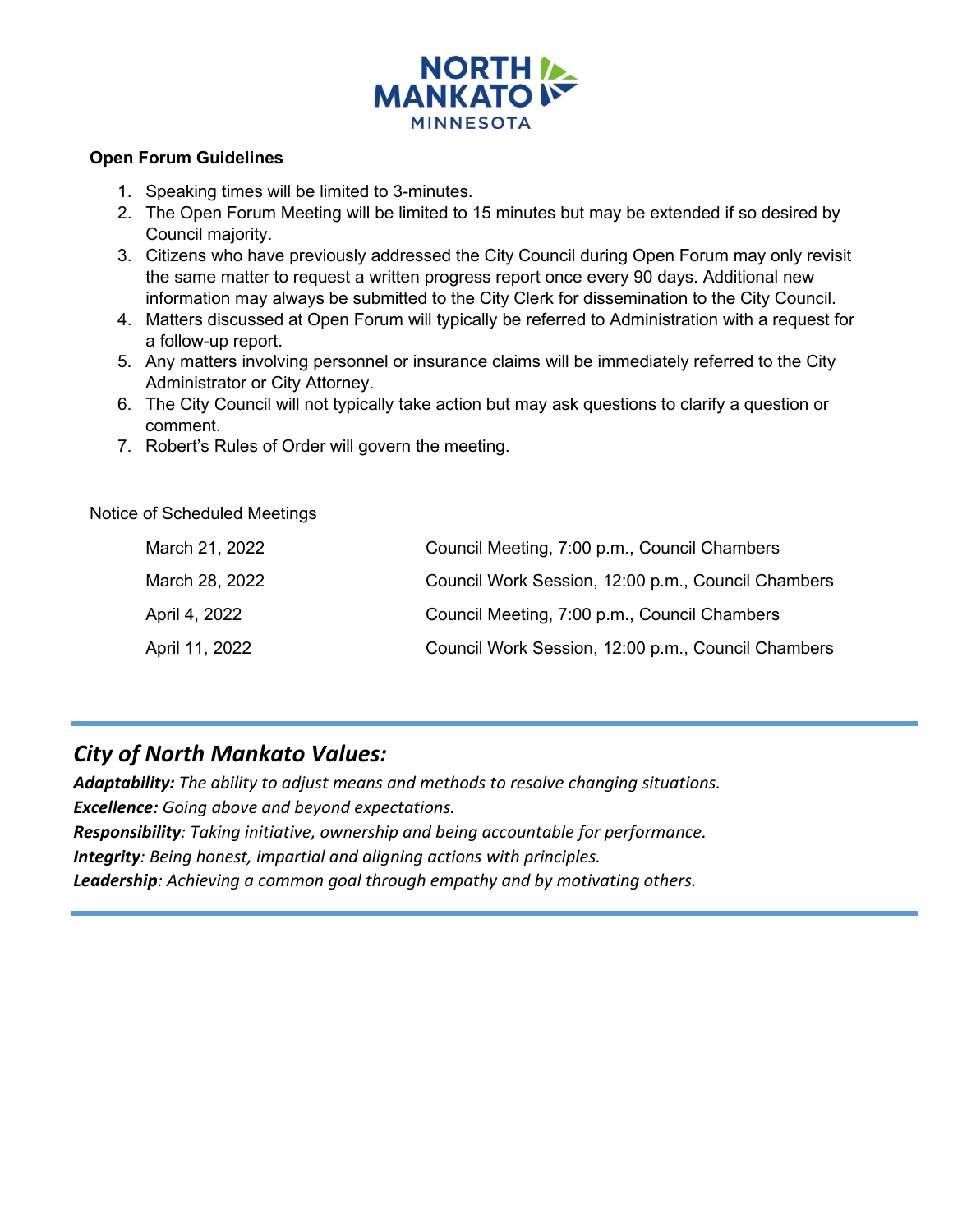**NORTH MANKATO**
**MINNESOTA**

**Open Forum Guidelines**

1. Speaking times will be limited to 3-minutes.
2. The Open Forum Meeting will be limited to 15 minutes but may be extended if so desired by Council majority.
3. Citizens who have previously addressed the City Council during Open Forum may only revisit the same matter to request a written progress report once every 90 days. Additional new information may always be submitted to the City Clerk for dissemination to the City Council.
4. Matters discussed at Open Forum will typically be referred to Administration with a request for a follow-up report.
5. Any matters involving personnel or insurance claims will be immediately referred to the City Administrator or City Attorney.
6. The City Council will not typically take action but may ask questions to clarify a question or comment.
7. Robert's Rules of Order will govern the meeting.

Notice of Scheduled Meetings

| | |
|---|---|
| March 21, 2022 | Council Meeting, 7:00 p.m., Council Chambers |
| March 28, 2022 | Council Work Session, 12:00 p.m., Council Chambers |
| April 4, 2022 | Council Meeting, 7:00 p.m., Council Chambers |
| April 11, 2022 | Council Work Session, 12:00 p.m., Council Chambers |

---

## *City of North Mankato Values:*

***Adaptability:*** *The ability to adjust means and methods to resolve changing situations.*
***Excellence:*** *Going above and beyond expectations.*
***Responsibility****: Taking initiative, ownership and being accountable for performance.*
***Integrity****: Being honest, impartial and aligning actions with principles.*
***Leadership****: Achieving a common goal through empathy and by motivating others.*

---